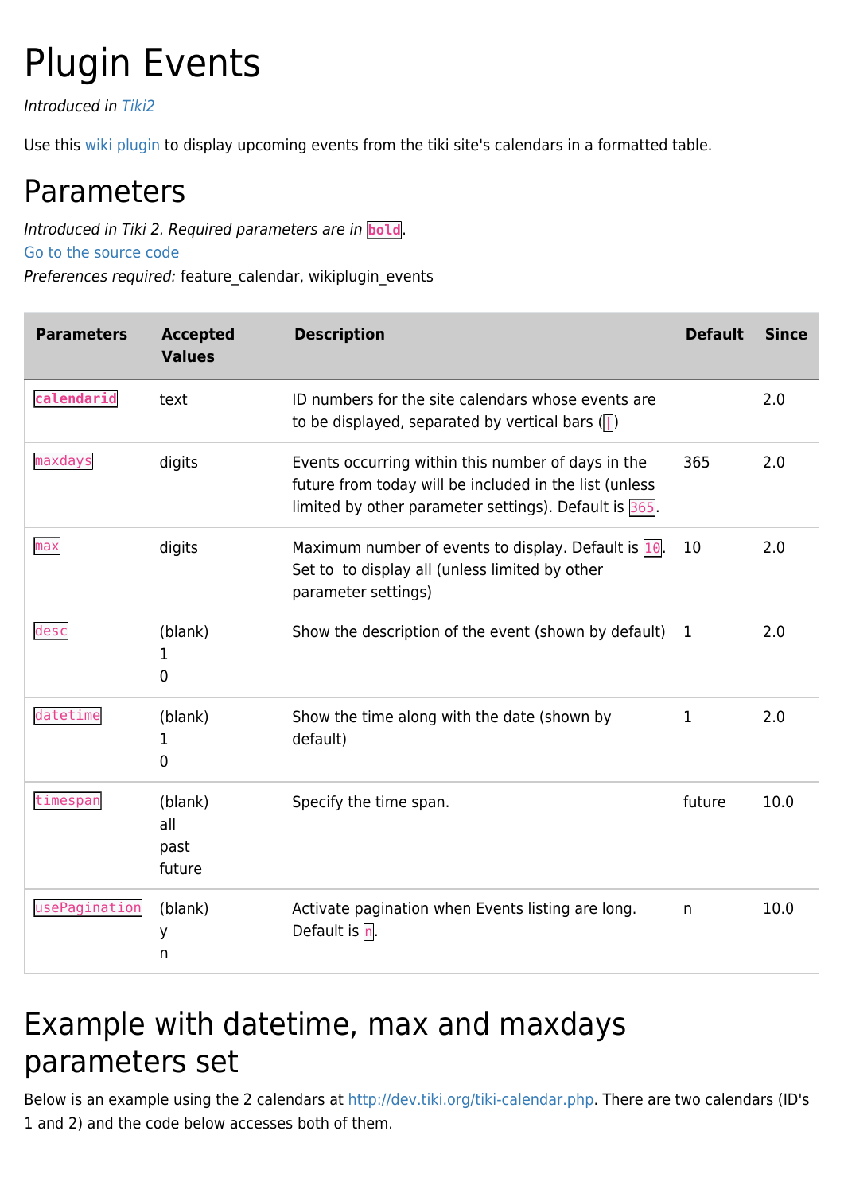# Plugin Events

*Introduced in [Tiki2]*

Use this [wiki plugin] to display upcoming events from the tiki site's calendars in a formatted table.

## Parameters

*Introduced in Tiki 2. Required parameters are in* **`bold`**.
Go to the source code
*Preferences required:* feature_calendar, wikiplugin_events

| Parameters | Accepted Values | Description | Default | Since |
|---|---|---|---|---|
| **`calendarid`** | text | ID numbers for the site calendars whose events are to be displayed, separated by vertical bars (`\|`) | | 2.0 |
| `maxdays` | digits | Events occurring within this number of days in the future from today will be included in the list (unless limited by other parameter settings). Default is `365`. | 365 | 2.0 |
| `max` | digits | Maximum number of events to display. Default is `10`. Set to  to display all (unless limited by other parameter settings) | 10 | 2.0 |
| `desc` | (blank)<br>1<br>0 | Show the description of the event (shown by default) | 1 | 2.0 |
| `datetime` | (blank)<br>1<br>0 | Show the time along with the date (shown by default) | 1 | 2.0 |
| `timespan` | (blank)<br>all<br>past<br>future | Specify the time span. | future | 10.0 |
| `usePagination` | (blank)<br>y<br>n | Activate pagination when Events listing are long. Default is `n`. | n | 10.0 |

## Example with datetime, max and maxdays parameters set

Below is an example using the 2 calendars at http://dev.tiki.org/tiki-calendar.php. There are two calendars (ID's 1 and 2) and the code below accesses both of them.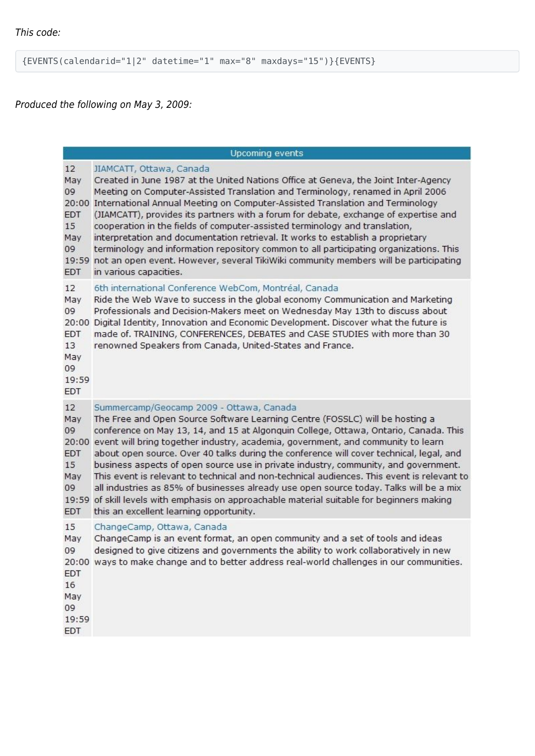*This code:*

```
{EVENTS(calendarid="1|2" datetime="1" max="8" maxdays="15")}{EVENTS}
```

*Produced the following on May 3, 2009:*

| Upcoming events | |
|---|---|
| 12 May 09 20:00 EDT 15 May 09 19:59 EDT | JIAMCATT, Ottawa, Canada<br>Created in June 1987 at the United Nations Office at Geneva, the Joint Inter-Agency Meeting on Computer-Assisted Translation and Terminology, renamed in April 2006 International Annual Meeting on Computer-Assisted Translation and Terminology (JIAMCATT), provides its partners with a forum for debate, exchange of expertise and cooperation in the fields of computer-assisted terminology and translation, interpretation and documentation retrieval. It works to establish a proprietary terminology and information repository common to all participating organizations. This not an open event. However, several TikiWiki community members will be participating in various capacities. |
| 12 May 09 20:00 EDT 13 May 09 19:59 EDT | 6th international Conference WebCom, Montréal, Canada<br>Ride the Web Wave to success in the global economy Communication and Marketing Professionals and Decision-Makers meet on Wednesday May 13th to discuss about Digital Identity, Innovation and Economic Development. Discover what the future is made of. TRAINING, CONFERENCES, DEBATES and CASE STUDIES with more than 30 renowned Speakers from Canada, United-States and France. |
| 12 May 09 20:00 EDT 15 May 09 19:59 EDT | Summercamp/Geocamp 2009 - Ottawa, Canada<br>The Free and Open Source Software Learning Centre (FOSSLC) will be hosting a conference on May 13, 14, and 15 at Algonquin College, Ottawa, Ontario, Canada. This event will bring together industry, academia, government, and community to learn about open source. Over 40 talks during the conference will cover technical, legal, and business aspects of open source use in private industry, community, and government. This event is relevant to technical and non-technical audiences. This event is relevant to all industries as 85% of businesses already use open source today. Talks will be a mix of skill levels with emphasis on approachable material suitable for beginners making this an excellent learning opportunity. |
| 15 May 09 20:00 EDT 16 May 09 19:59 EDT | ChangeCamp, Ottawa, Canada<br>ChangeCamp is an event format, an open community and a set of tools and ideas designed to give citizens and governments the ability to work collaboratively in new ways to make change and to better address real-world challenges in our communities. |